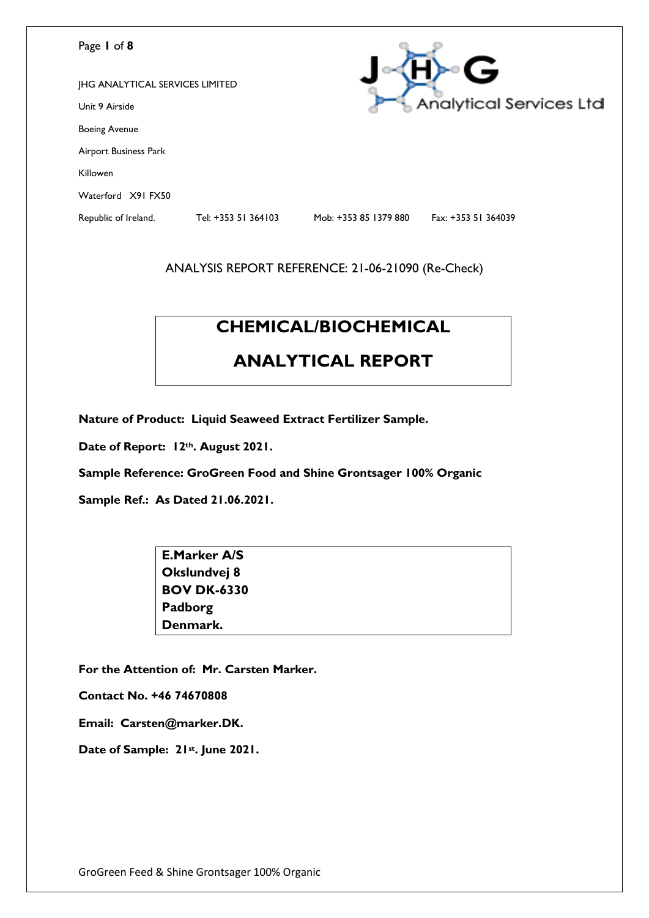JHG ANALYTICAL SERVICES LIMITED

Unit 9 Airside

Boeing Avenue

Airport Business Park

Killowen

Waterford X91 FX50

Republic of Ireland. Tel: +353 51 364103 Mob: +353 85 1379 880 Fax: +353 51 364039

ANALYSIS REPORT REFERENCE: 21-06-21090 (Re-Check)

# CHEMICAL/BIOCHEMICAL ANALYTICAL REPORT

**Nature of Product: Liquid Seaweed Extract Fertilizer Sample.**

**Date of Report: 12th. August 2021.**

**Sample Reference: GroGreen Food and Shine Grontsager 100% Organic**

**Sample Ref.: As Dated 21.06.2021.**

**E.Marker A/S**
**Okslundvej 8**
**BOV DK-6330**
**Padborg**
**Denmark.**

**For the Attention of: Mr. Carsten Marker.**

**Contact No. +46 74670808**

**Email: Carsten@marker.DK.**

**Date of Sample: 21st. June 2021.**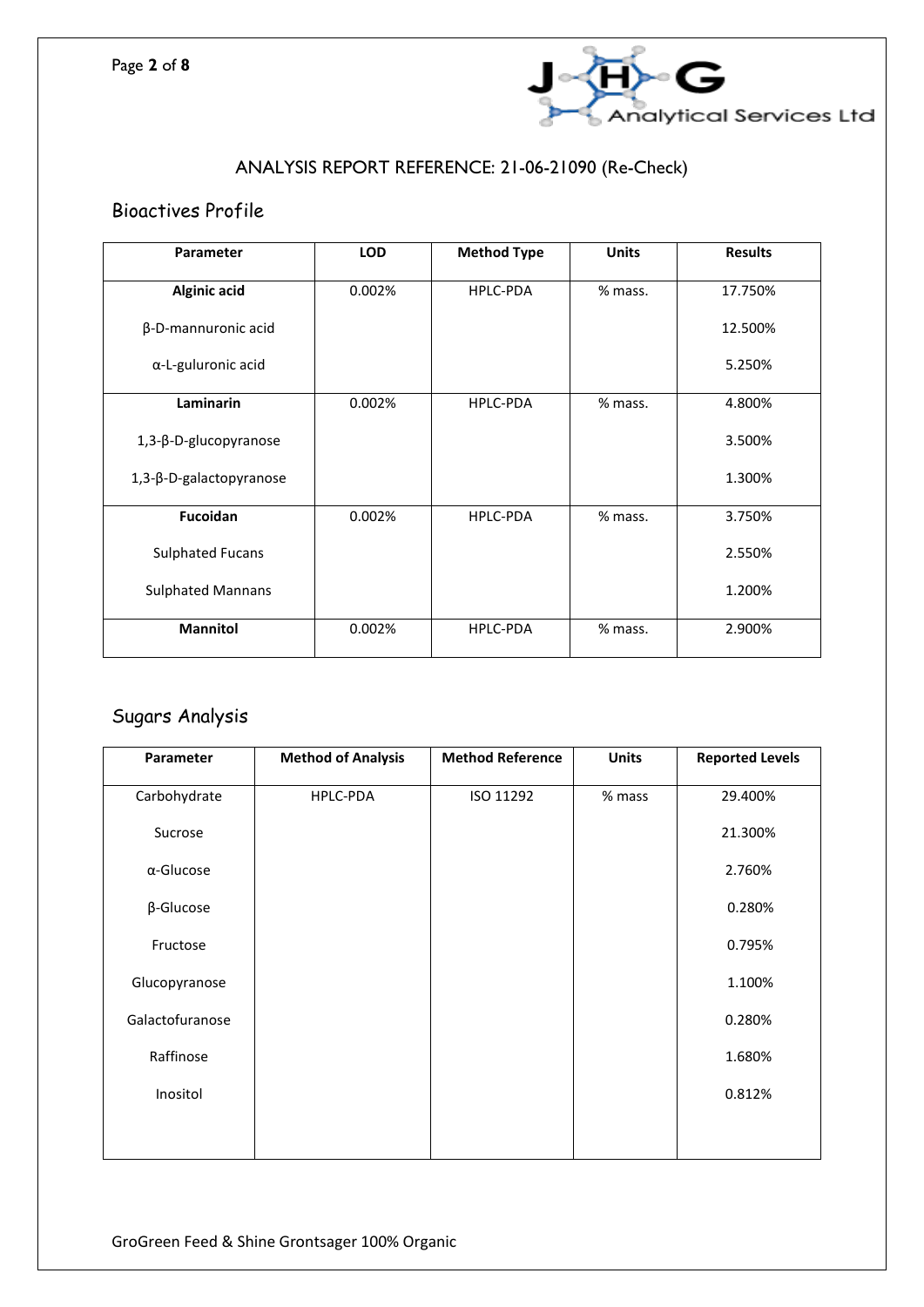## ANALYSIS REPORT REFERENCE: 21-06-21090 (Re-Check)

### Bioactives Profile

| Parameter | LOD | Method Type | Units | Results |
|---|---|---|---|---|
| **Alginic acid** | 0.002% | HPLC-PDA | % mass. | 17.750% |
| β-D-mannuronic acid | | | | 12.500% |
| α-L-guluronic acid | | | | 5.250% |
| **Laminarin** | 0.002% | HPLC-PDA | % mass. | 4.800% |
| 1,3-β-D-glucopyranose | | | | 3.500% |
| 1,3-β-D-galactopyranose | | | | 1.300% |
| **Fucoidan** | 0.002% | HPLC-PDA | % mass. | 3.750% |
| Sulphated Fucans | | | | 2.550% |
| Sulphated Mannans | | | | 1.200% |
| **Mannitol** | 0.002% | HPLC-PDA | % mass. | 2.900% |

### Sugars Analysis

| Parameter | Method of Analysis | Method Reference | Units | Reported Levels |
|---|---|---|---|---|
| Carbohydrate | HPLC-PDA | ISO 11292 | % mass | 29.400% |
| Sucrose | | | | 21.300% |
| α-Glucose | | | | 2.760% |
| β-Glucose | | | | 0.280% |
| Fructose | | | | 0.795% |
| Glucopyranose | | | | 1.100% |
| Galactofuranose | | | | 0.280% |
| Raffinose | | | | 1.680% |
| Inositol | | | | 0.812% |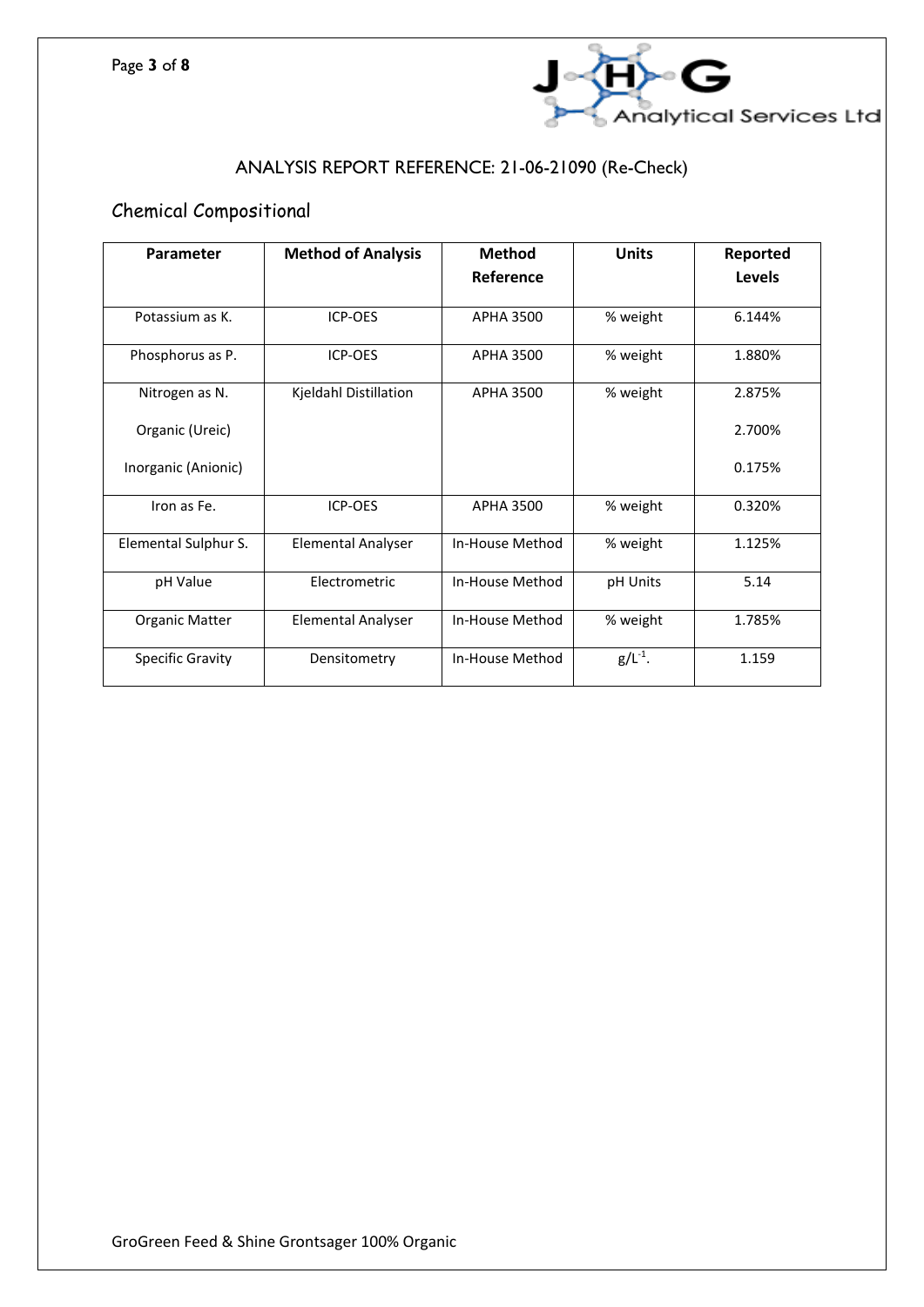## ANALYSIS REPORT REFERENCE: 21-06-21090 (Re-Check)

### Chemical Compositional

| Parameter | Method of Analysis | Method Reference | Units | Reported Levels |
|---|---|---|---|---|
| Potassium as K. | ICP-OES | APHA 3500 | % weight | 6.144% |
| Phosphorus as P. | ICP-OES | APHA 3500 | % weight | 1.880% |
| Nitrogen as N. | Kjeldahl Distillation | APHA 3500 | % weight | 2.875% |
| Organic (Ureic) | | | | 2.700% |
| Inorganic (Anionic) | | | | 0.175% |
| Iron as Fe. | ICP-OES | APHA 3500 | % weight | 0.320% |
| Elemental Sulphur S. | Elemental Analyser | In-House Method | % weight | 1.125% |
| pH Value | Electrometric | In-House Method | pH Units | 5.14 |
| Organic Matter | Elemental Analyser | In-House Method | % weight | 1.785% |
| Specific Gravity | Densitometry | In-House Method | $g/L^{-1}$. | 1.159 |

GroGreen Feed & Shine Grontsager 100% Organic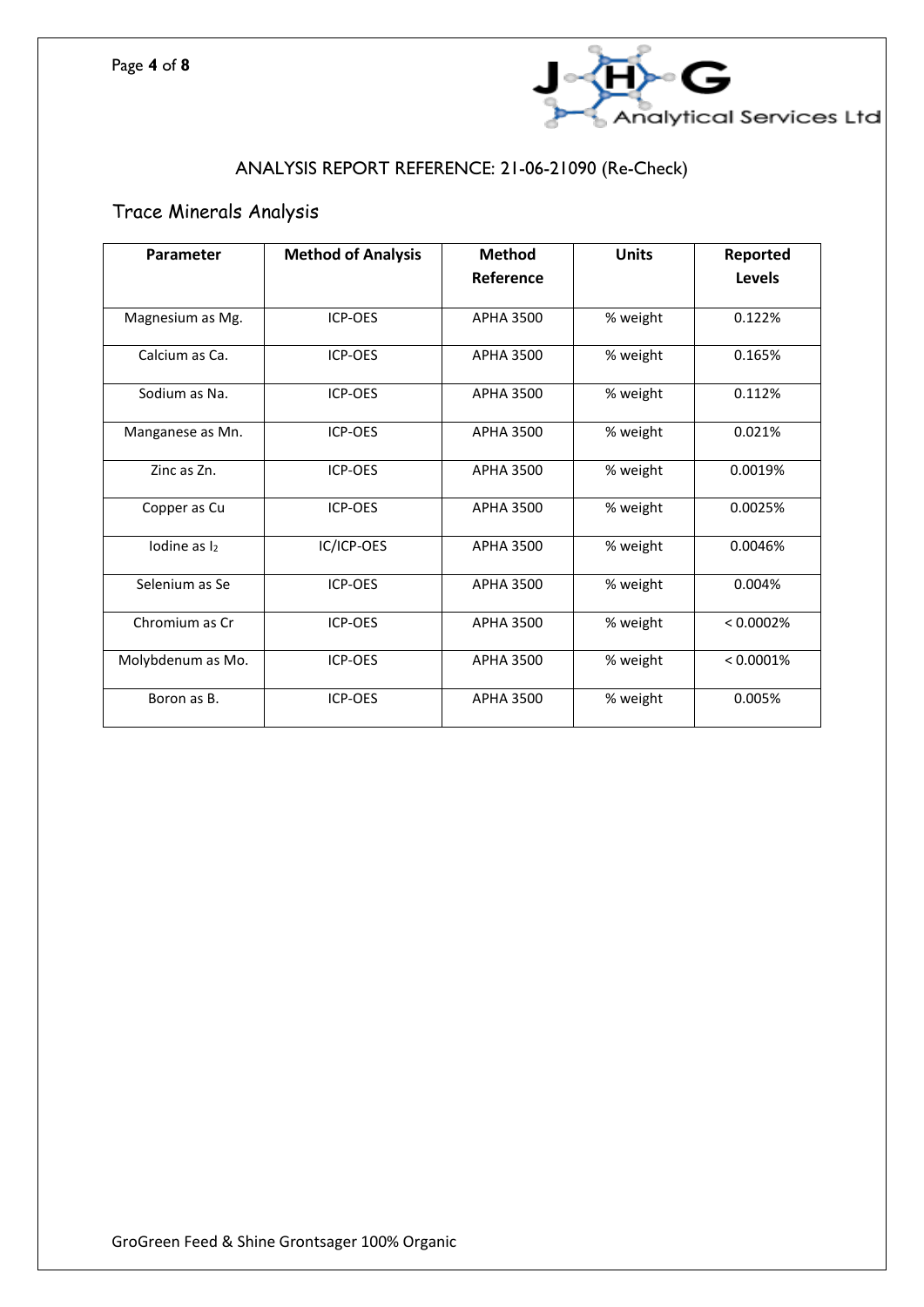ANALYSIS REPORT REFERENCE: 21-06-21090 (Re-Check)

## Trace Minerals Analysis

| Parameter | Method of Analysis | Method Reference | Units | Reported Levels |
|---|---|---|---|---|
| Magnesium as Mg. | ICP-OES | APHA 3500 | % weight | 0.122% |
| Calcium as Ca. | ICP-OES | APHA 3500 | % weight | 0.165% |
| Sodium as Na. | ICP-OES | APHA 3500 | % weight | 0.112% |
| Manganese as Mn. | ICP-OES | APHA 3500 | % weight | 0.021% |
| Zinc as Zn. | ICP-OES | APHA 3500 | % weight | 0.0019% |
| Copper as Cu | ICP-OES | APHA 3500 | % weight | 0.0025% |
| Iodine as $I_2$ | IC/ICP-OES | APHA 3500 | % weight | 0.0046% |
| Selenium as Se | ICP-OES | APHA 3500 | % weight | 0.004% |
| Chromium as Cr | ICP-OES | APHA 3500 | % weight | < 0.0002% |
| Molybdenum as Mo. | ICP-OES | APHA 3500 | % weight | < 0.0001% |
| Boron as B. | ICP-OES | APHA 3500 | % weight | 0.005% |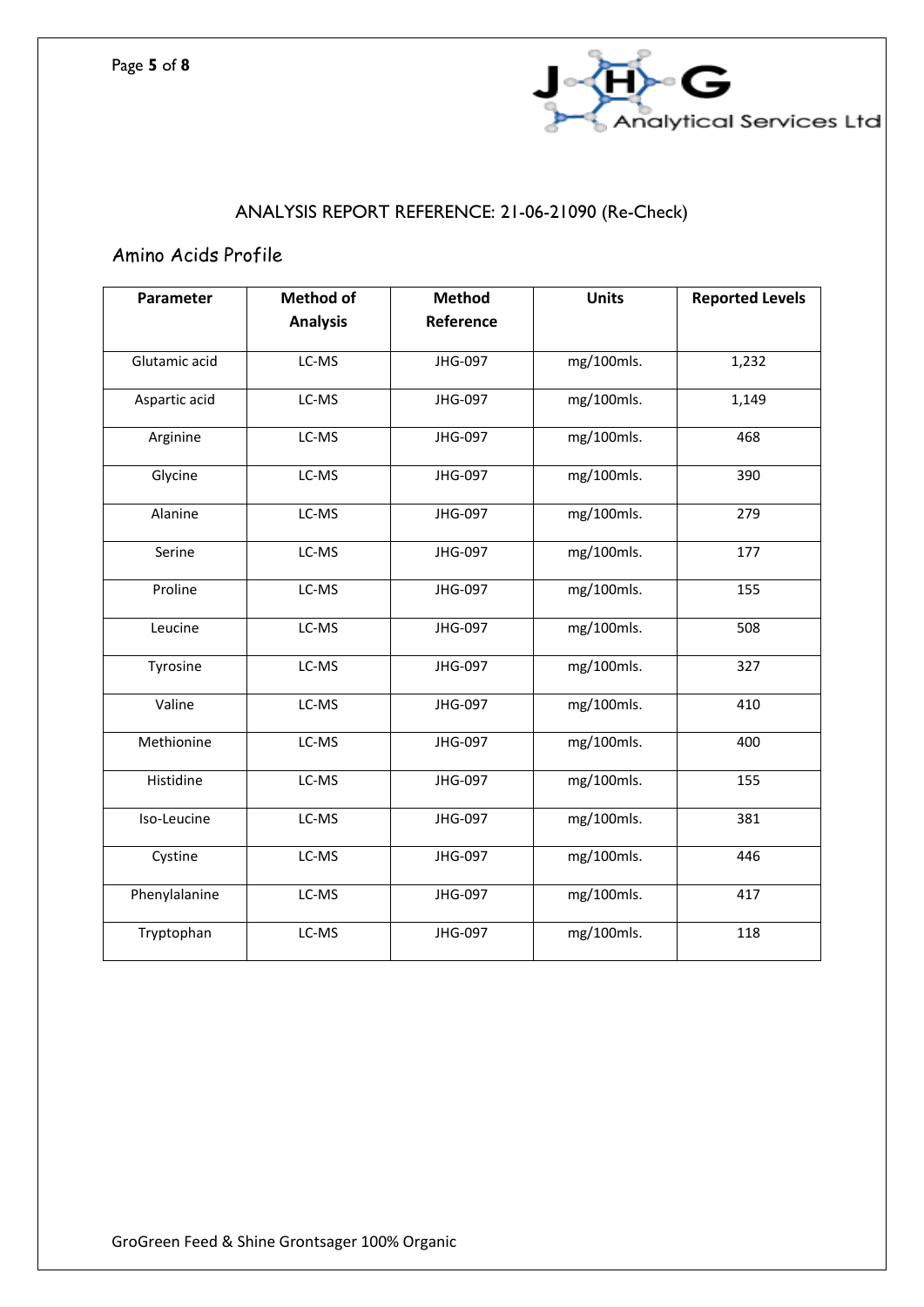## ANALYSIS REPORT REFERENCE: 21-06-21090 (Re-Check)

### Amino Acids Profile

| Parameter | Method of Analysis | Method Reference | Units | Reported Levels |
|---|---|---|---|---|
| Glutamic acid | LC-MS | JHG-097 | mg/100mls. | 1,232 |
| Aspartic acid | LC-MS | JHG-097 | mg/100mls. | 1,149 |
| Arginine | LC-MS | JHG-097 | mg/100mls. | 468 |
| Glycine | LC-MS | JHG-097 | mg/100mls. | 390 |
| Alanine | LC-MS | JHG-097 | mg/100mls. | 279 |
| Serine | LC-MS | JHG-097 | mg/100mls. | 177 |
| Proline | LC-MS | JHG-097 | mg/100mls. | 155 |
| Leucine | LC-MS | JHG-097 | mg/100mls. | 508 |
| Tyrosine | LC-MS | JHG-097 | mg/100mls. | 327 |
| Valine | LC-MS | JHG-097 | mg/100mls. | 410 |
| Methionine | LC-MS | JHG-097 | mg/100mls. | 400 |
| Histidine | LC-MS | JHG-097 | mg/100mls. | 155 |
| Iso-Leucine | LC-MS | JHG-097 | mg/100mls. | 381 |
| Cystine | LC-MS | JHG-097 | mg/100mls. | 446 |
| Phenylalanine | LC-MS | JHG-097 | mg/100mls. | 417 |
| Tryptophan | LC-MS | JHG-097 | mg/100mls. | 118 |

GroGreen Feed & Shine Grontsager 100% Organic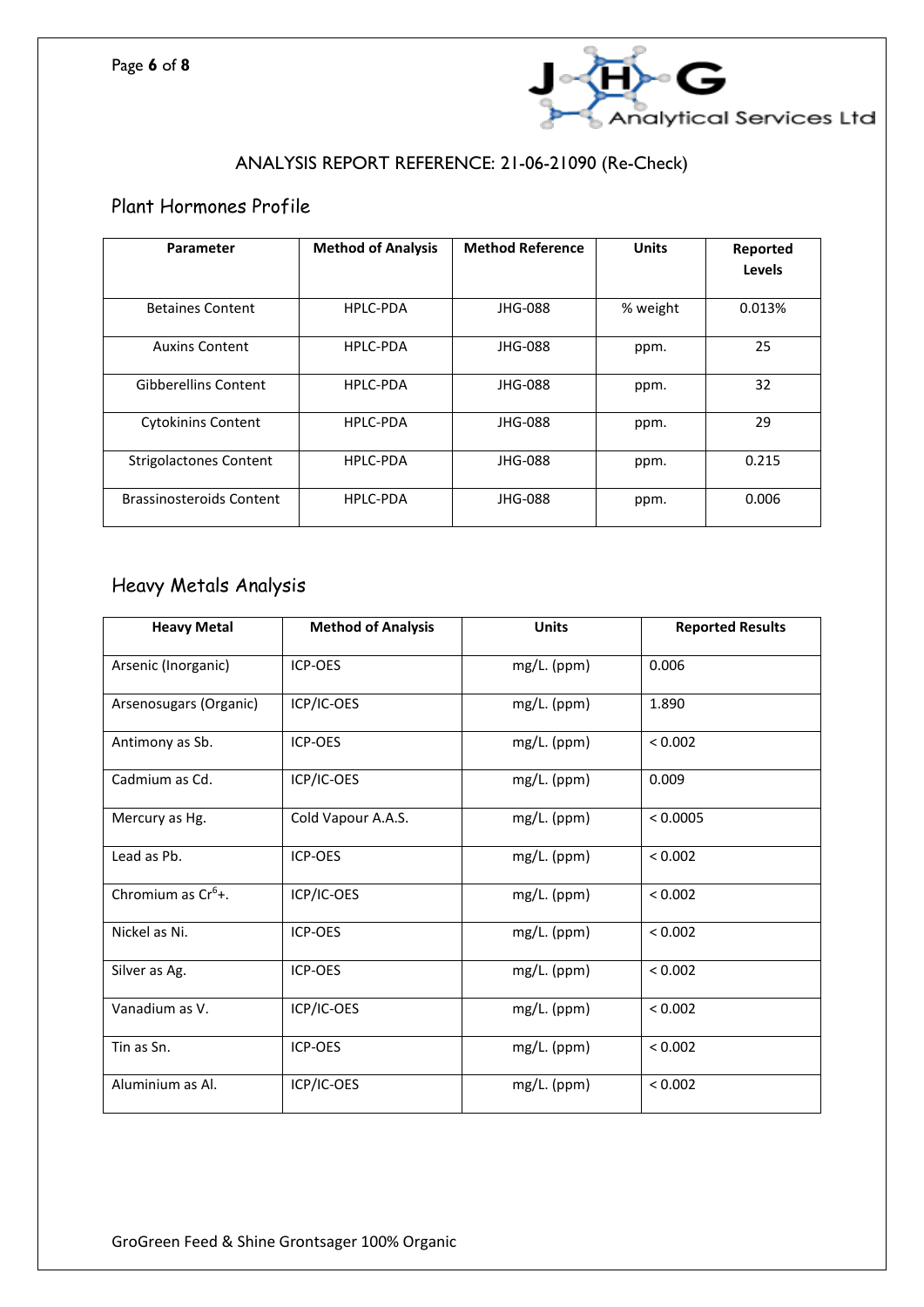## ANALYSIS REPORT REFERENCE: 21-06-21090 (Re-Check)

### Plant Hormones Profile

| Parameter | Method of Analysis | Method Reference | Units | Reported Levels |
|---|---|---|---|---|
| Betaines Content | HPLC-PDA | JHG-088 | % weight | 0.013% |
| Auxins Content | HPLC-PDA | JHG-088 | ppm. | 25 |
| Gibberellins Content | HPLC-PDA | JHG-088 | ppm. | 32 |
| Cytokinins Content | HPLC-PDA | JHG-088 | ppm. | 29 |
| Strigolactones Content | HPLC-PDA | JHG-088 | ppm. | 0.215 |
| Brassinosteroids Content | HPLC-PDA | JHG-088 | ppm. | 0.006 |

### Heavy Metals Analysis

| Heavy Metal | Method of Analysis | Units | Reported Results |
|---|---|---|---|
| Arsenic (Inorganic) | ICP-OES | mg/L. (ppm) | 0.006 |
| Arsenosugars (Organic) | ICP/IC-OES | mg/L. (ppm) | 1.890 |
| Antimony as Sb. | ICP-OES | mg/L. (ppm) | < 0.002 |
| Cadmium as Cd. | ICP/IC-OES | mg/L. (ppm) | 0.009 |
| Mercury as Hg. | Cold Vapour A.A.S. | mg/L. (ppm) | < 0.0005 |
| Lead as Pb. | ICP-OES | mg/L. (ppm) | < 0.002 |
| Chromium as $Cr^{6}$+. | ICP/IC-OES | mg/L. (ppm) | < 0.002 |
| Nickel as Ni. | ICP-OES | mg/L. (ppm) | < 0.002 |
| Silver as Ag. | ICP-OES | mg/L. (ppm) | < 0.002 |
| Vanadium as V. | ICP/IC-OES | mg/L. (ppm) | < 0.002 |
| Tin as Sn. | ICP-OES | mg/L. (ppm) | < 0.002 |
| Aluminium as Al. | ICP/IC-OES | mg/L. (ppm) | < 0.002 |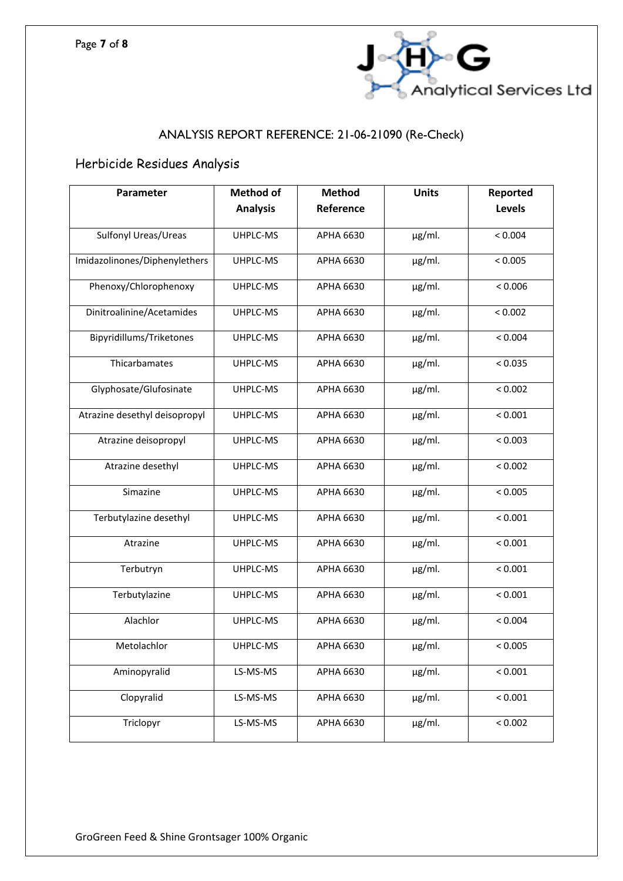## ANALYSIS REPORT REFERENCE: 21-06-21090 (Re-Check)

### Herbicide Residues Analysis

| Parameter | Method of Analysis | Method Reference | Units | Reported Levels |
|---|---|---|---|---|
| Sulfonyl Ureas/Ureas | UHPLC-MS | APHA 6630 | µg/ml. | < 0.004 |
| Imidazolinones/Diphenylethers | UHPLC-MS | APHA 6630 | µg/ml. | < 0.005 |
| Phenoxy/Chlorophenoxy | UHPLC-MS | APHA 6630 | µg/ml. | < 0.006 |
| Dinitroalinine/Acetamides | UHPLC-MS | APHA 6630 | µg/ml. | < 0.002 |
| Bipyridillums/Triketones | UHPLC-MS | APHA 6630 | µg/ml. | < 0.004 |
| Thicarbamates | UHPLC-MS | APHA 6630 | µg/ml. | < 0.035 |
| Glyphosate/Glufosinate | UHPLC-MS | APHA 6630 | µg/ml. | < 0.002 |
| Atrazine desethyl deisopropyl | UHPLC-MS | APHA 6630 | µg/ml. | < 0.001 |
| Atrazine deisopropyl | UHPLC-MS | APHA 6630 | µg/ml. | < 0.003 |
| Atrazine desethyl | UHPLC-MS | APHA 6630 | µg/ml. | < 0.002 |
| Simazine | UHPLC-MS | APHA 6630 | µg/ml. | < 0.005 |
| Terbutylazine desethyl | UHPLC-MS | APHA 6630 | µg/ml. | < 0.001 |
| Atrazine | UHPLC-MS | APHA 6630 | µg/ml. | < 0.001 |
| Terbutryn | UHPLC-MS | APHA 6630 | µg/ml. | < 0.001 |
| Terbutylazine | UHPLC-MS | APHA 6630 | µg/ml. | < 0.001 |
| Alachlor | UHPLC-MS | APHA 6630 | µg/ml. | < 0.004 |
| Metolachlor | UHPLC-MS | APHA 6630 | µg/ml. | < 0.005 |
| Aminopyralid | LS-MS-MS | APHA 6630 | µg/ml. | < 0.001 |
| Clopyralid | LS-MS-MS | APHA 6630 | µg/ml. | < 0.001 |
| Triclopyr | LS-MS-MS | APHA 6630 | µg/ml. | < 0.002 |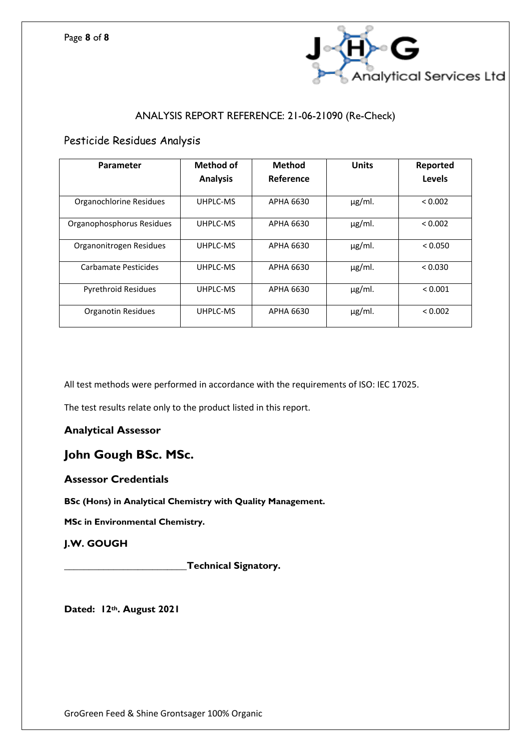ANALYSIS REPORT REFERENCE: 21-06-21090 (Re-Check)

## Pesticide Residues Analysis

| Parameter | Method of Analysis | Method Reference | Units | Reported Levels |
|---|---|---|---|---|
| Organochlorine Residues | UHPLC-MS | APHA 6630 | µg/ml. | < 0.002 |
| Organophosphorus Residues | UHPLC-MS | APHA 6630 | µg/ml. | < 0.002 |
| Organonitrogen Residues | UHPLC-MS | APHA 6630 | µg/ml. | < 0.050 |
| Carbamate Pesticides | UHPLC-MS | APHA 6630 | µg/ml. | < 0.030 |
| Pyrethroid Residues | UHPLC-MS | APHA 6630 | µg/ml. | < 0.001 |
| Organotin Residues | UHPLC-MS | APHA 6630 | µg/ml. | < 0.002 |

All test methods were performed in accordance with the requirements of ISO: IEC 17025.

The test results relate only to the product listed in this report.

**Analytical Assessor**

**John Gough BSc. MSc.**

**Assessor Credentials**

**BSc (Hons) in Analytical Chemistry with Quality Management.**

**MSc in Environmental Chemistry.**

**J.W. GOUGH**

________________________**Technical Signatory.**

**Dated: 12th. August 2021**

GroGreen Feed & Shine Grontsager 100% Organic